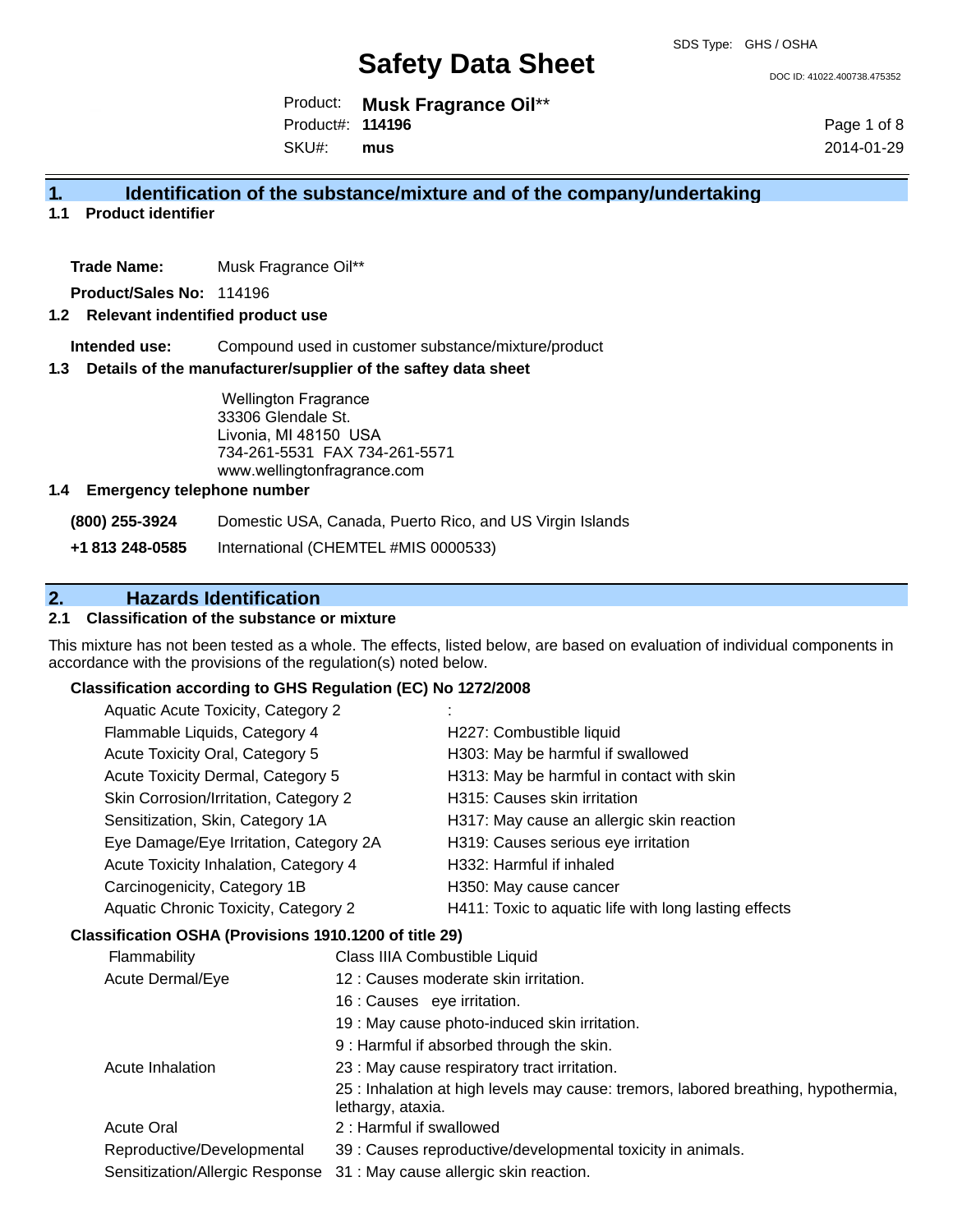# Safety Data Sheet

SDS Type: GHS / OSHA

DOC ID: 41022.400738.475352

Product: **Musk Fragrance Oil****
Product#: **114196**
SKU#: **mus**

2014-01-29

## 1. Identification of the substance/mixture and of the company/undertaking

### 1.1 Product identifier

**Trade Name:** Musk Fragrance Oil**

**Product/Sales No:** 114196

### 1.2 Relevant indentified product use

**Intended use:** Compound used in customer substance/mixture/product

### 1.3 Details of the manufacturer/supplier of the saftey data sheet

Wellington Fragrance
33306 Glendale St.
Livonia, MI 48150 USA
734-261-5531 FAX 734-261-5571
www.wellingtonfragrance.com

### 1.4 Emergency telephone number

| | |
|---|---|
| **(800) 255-3924** | Domestic USA, Canada, Puerto Rico, and US Virgin Islands |
| **+1 813 248-0585** | International (CHEMTEL #MIS 0000533) |

## 2. Hazards Identification

### 2.1 Classification of the substance or mixture

This mixture has not been tested as a whole. The effects, listed below, are based on evaluation of individual components in accordance with the provisions of the regulation(s) noted below.

**Classification according to GHS Regulation (EC) No 1272/2008**

| | |
|---|---|
| Aquatic Acute Toxicity, Category 2 | : |
| Flammable Liquids, Category 4 | H227: Combustible liquid |
| Acute Toxicity Oral, Category 5 | H303: May be harmful if swallowed |
| Acute Toxicity Dermal, Category 5 | H313: May be harmful in contact with skin |
| Skin Corrosion/Irritation, Category 2 | H315: Causes skin irritation |
| Sensitization, Skin, Category 1A | H317: May cause an allergic skin reaction |
| Eye Damage/Eye Irritation, Category 2A | H319: Causes serious eye irritation |
| Acute Toxicity Inhalation, Category 4 | H332: Harmful if inhaled |
| Carcinogenicity, Category 1B | H350: May cause cancer |
| Aquatic Chronic Toxicity, Category 2 | H411: Toxic to aquatic life with long lasting effects |

**Classification OSHA (Provisions 1910.1200 of title 29)**

| | |
|---|---|
| Flammability | Class IIIA Combustible Liquid |
| Acute Dermal/Eye | 12 : Causes moderate skin irritation. |
| | 16 : Causes eye irritation. |
| | 19 : May cause photo-induced skin irritation. |
| | 9 : Harmful if absorbed through the skin. |
| Acute Inhalation | 23 : May cause respiratory tract irritation. |
| | 25 : Inhalation at high levels may cause: tremors, labored breathing, hypothermia, lethargy, ataxia. |
| Acute Oral | 2 : Harmful if swallowed |
| Reproductive/Developmental | 39 : Causes reproductive/developmental toxicity in animals. |
| Sensitization/Allergic Response | 31 : May cause allergic skin reaction. |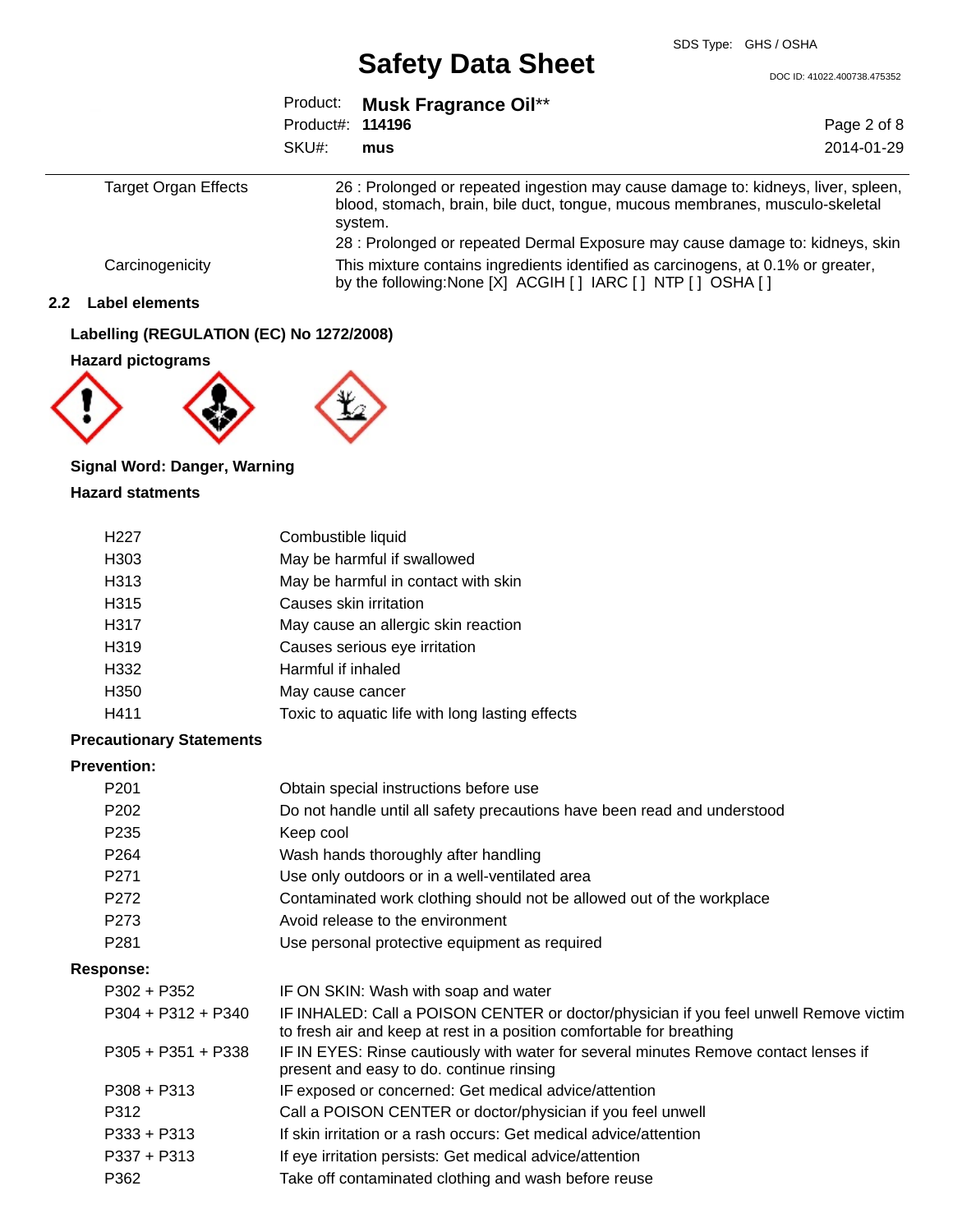| | |
|---|---|
| Target Organ Effects | 26 : Prolonged or repeated ingestion may cause damage to: kidneys, liver, spleen, blood, stomach, brain, bile duct, tongue, mucous membranes, musculo-skeletal system. |
| | 28 : Prolonged or repeated Dermal Exposure may cause damage to: kidneys, skin |
| Carcinogenicity | This mixture contains ingredients identified as carcinogens, at 0.1% or greater, by the following:None [X] ACGIH [ ] IARC [ ] NTP [ ] OSHA [ ] |

## 2.2 Label elements

**Labelling (REGULATION (EC) No 1272/2008)**

**Hazard pictograms**

**Signal Word: Danger, Warning**

**Hazard statments**

| | |
|---|---|
| H227 | Combustible liquid |
| H303 | May be harmful if swallowed |
| H313 | May be harmful in contact with skin |
| H315 | Causes skin irritation |
| H317 | May cause an allergic skin reaction |
| H319 | Causes serious eye irritation |
| H332 | Harmful if inhaled |
| H350 | May cause cancer |
| H411 | Toxic to aquatic life with long lasting effects |

**Precautionary Statements**

**Prevention:**

| | |
|---|---|
| P201 | Obtain special instructions before use |
| P202 | Do not handle until all safety precautions have been read and understood |
| P235 | Keep cool |
| P264 | Wash hands thoroughly after handling |
| P271 | Use only outdoors or in a well-ventilated area |
| P272 | Contaminated work clothing should not be allowed out of the workplace |
| P273 | Avoid release to the environment |
| P281 | Use personal protective equipment as required |

**Response:**

| | |
|---|---|
| P302 + P352 | IF ON SKIN: Wash with soap and water |
| P304 + P312 + P340 | IF INHALED: Call a POISON CENTER or doctor/physician if you feel unwell Remove victim to fresh air and keep at rest in a position comfortable for breathing |
| P305 + P351 + P338 | IF IN EYES: Rinse cautiously with water for several minutes Remove contact lenses if present and easy to do. continue rinsing |
| P308 + P313 | IF exposed or concerned: Get medical advice/attention |
| P312 | Call a POISON CENTER or doctor/physician if you feel unwell |
| P333 + P313 | If skin irritation or a rash occurs: Get medical advice/attention |
| P337 + P313 | If eye irritation persists: Get medical advice/attention |
| P362 | Take off contaminated clothing and wash before reuse |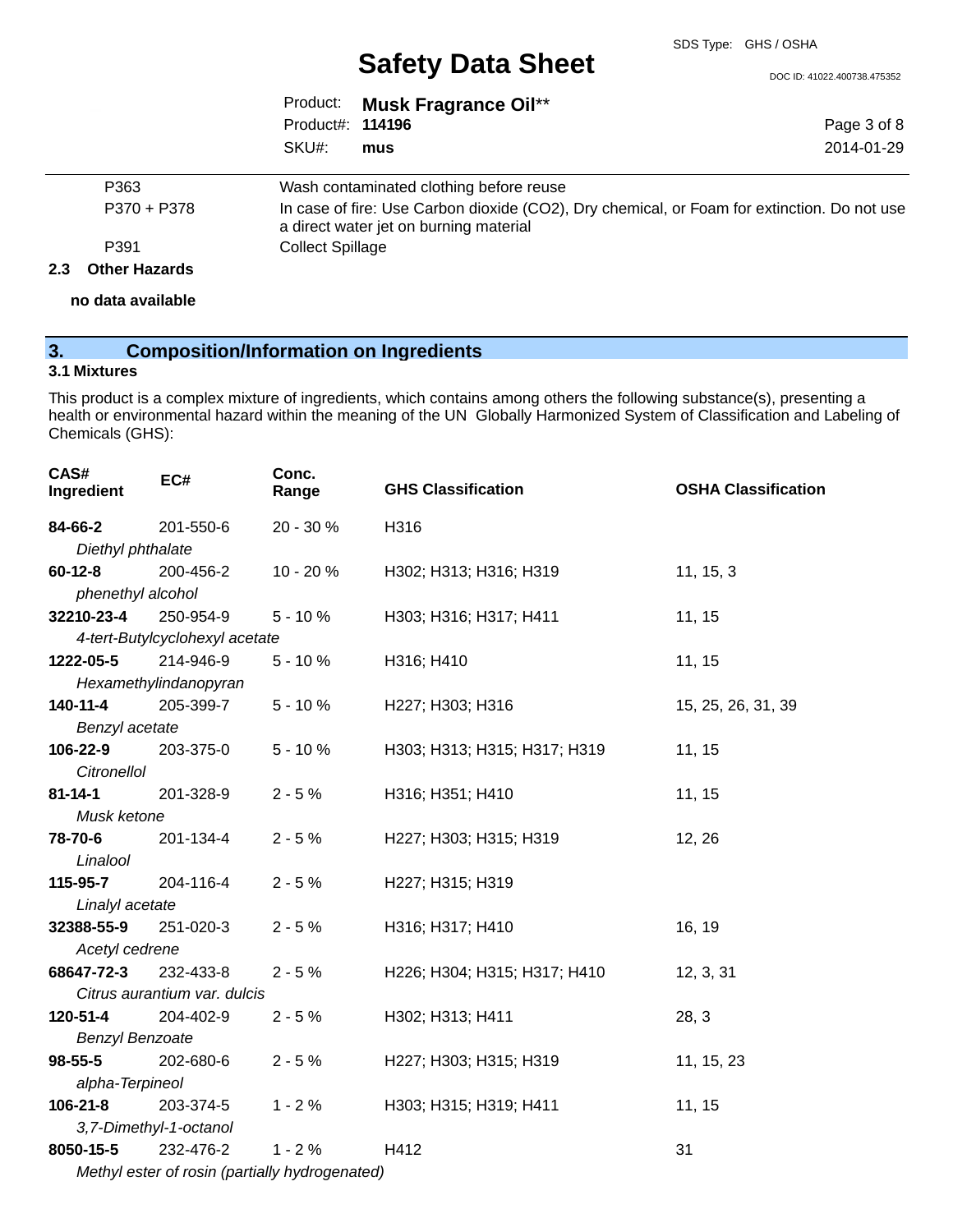| | |
|---|---|
| P363 | Wash contaminated clothing before reuse |
| P370 + P378 | In case of fire: Use Carbon dioxide ($CO_2$), Dry chemical, or Foam for extinction. Do not use a direct water jet on burning material |
| P391 | Collect Spillage |

### 2.3 Other Hazards

**no data available**

## 3. Composition/Information on Ingredients

### 3.1 Mixtures

This product is a complex mixture of ingredients, which contains among others the following substance(s), presenting a health or environmental hazard within the meaning of the UN Globally Harmonized System of Classification and Labeling of Chemicals (GHS):

| CAS# Ingredient | EC# | Conc. Range | GHS Classification | OSHA Classification |
|---|---|---|---|---|
| **84-66-2** *Diethyl phthalate* | 201-550-6 | 20 - 30 % | H316 | |
| **60-12-8** *phenethyl alcohol* | 200-456-2 | 10 - 20 % | H302; H313; H316; H319 | 11, 15, 3 |
| **32210-23-4** *4-tert-Butylcyclohexyl acetate* | 250-954-9 | 5 - 10 % | H303; H316; H317; H411 | 11, 15 |
| **1222-05-5** *Hexamethylindanopyran* | 214-946-9 | 5 - 10 % | H316; H410 | 11, 15 |
| **140-11-4** *Benzyl acetate* | 205-399-7 | 5 - 10 % | H227; H303; H316 | 15, 25, 26, 31, 39 |
| **106-22-9** *Citronellol* | 203-375-0 | 5 - 10 % | H303; H313; H315; H317; H319 | 11, 15 |
| **81-14-1** *Musk ketone* | 201-328-9 | 2 - 5 % | H316; H351; H410 | 11, 15 |
| **78-70-6** *Linalool* | 201-134-4 | 2 - 5 % | H227; H303; H315; H319 | 12, 26 |
| **115-95-7** *Linalyl acetate* | 204-116-4 | 2 - 5 % | H227; H315; H319 | |
| **32388-55-9** *Acetyl cedrene* | 251-020-3 | 2 - 5 % | H316; H317; H410 | 16, 19 |
| **68647-72-3** *Citrus aurantium var. dulcis* | 232-433-8 | 2 - 5 % | H226; H304; H315; H317; H410 | 12, 3, 31 |
| **120-51-4** *Benzyl Benzoate* | 204-402-9 | 2 - 5 % | H302; H313; H411 | 28, 3 |
| **98-55-5** *alpha-Terpineol* | 202-680-6 | 2 - 5 % | H227; H303; H315; H319 | 11, 15, 23 |
| **106-21-8** *3,7-Dimethyl-1-octanol* | 203-374-5 | 1 - 2 % | H303; H315; H319; H411 | 11, 15 |
| **8050-15-5** *Methyl ester of rosin (partially hydrogenated)* | 232-476-2 | 1 - 2 % | H412 | 31 |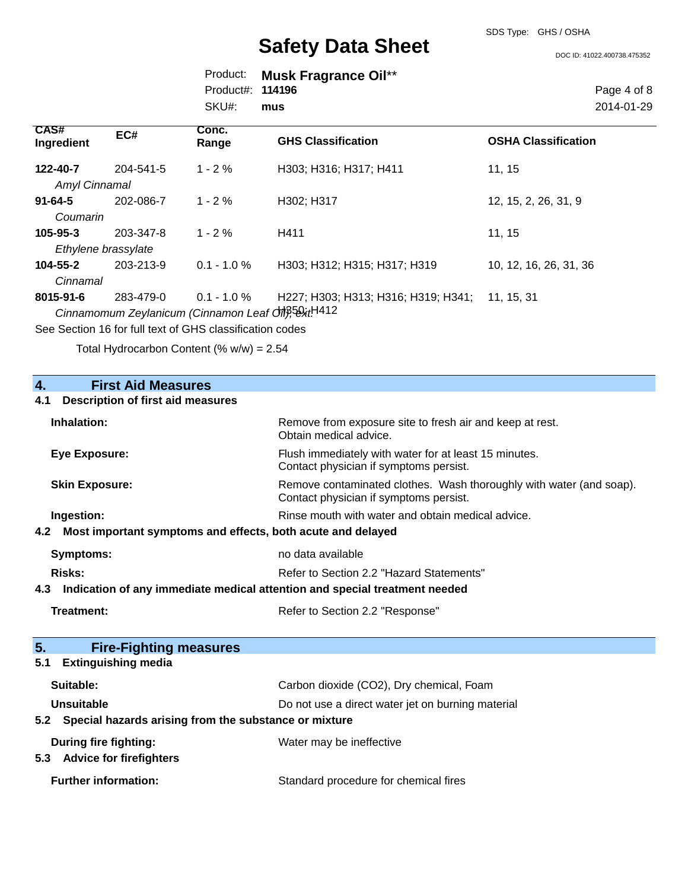| CAS# Ingredient | EC# | Conc. Range | GHS Classification | OSHA Classification |
|---|---|---|---|---|
| **122-40-7** *Amyl Cinnamal* | 204-541-5 | 1 - 2 % | H303; H316; H317; H411 | 11, 15 |
| **91-64-5** *Coumarin* | 202-086-7 | 1 - 2 % | H302; H317 | 12, 15, 2, 26, 31, 9 |
| **105-95-3** *Ethylene brassylate* | 203-347-8 | 1 - 2 % | H411 | 11, 15 |
| **104-55-2** *Cinnamal* | 203-213-9 | 0.1 - 1.0 % | H303; H312; H315; H317; H319 | 10, 12, 16, 26, 31, 36 |
| **8015-91-6** *Cinnamomum Zeylanicum (Cinnamon Leaf Oil), ext.* | 283-479-0 | 0.1 - 1.0 % | H227; H303; H313; H316; H319; H341; H350; H412 | 11, 15, 31 |

See Section 16 for full text of GHS classification codes

Total Hydrocarbon Content (% w/w) = 2.54

## 4. First Aid Measures

### 4.1 Description of first aid measures

**Inhalation:** Remove from exposure site to fresh air and keep at rest. Obtain medical advice.

**Eye Exposure:** Flush immediately with water for at least 15 minutes. Contact physician if symptoms persist.

**Skin Exposure:** Remove contaminated clothes. Wash thoroughly with water (and soap). Contact physician if symptoms persist.

**Ingestion:** Rinse mouth with water and obtain medical advice.

### 4.2 Most important symptoms and effects, both acute and delayed

**Symptoms:** no data available

**Risks:** Refer to Section 2.2 "Hazard Statements"

### 4.3 Indication of any immediate medical attention and special treatment needed

**Treatment:** Refer to Section 2.2 "Response"

## 5. Fire-Fighting measures

### 5.1 Extinguishing media

**Suitable:** Carbon dioxide (CO2), Dry chemical, Foam

**Unsuitable** Do not use a direct water jet on burning material

### 5.2 Special hazards arising from the substance or mixture

**During fire fighting:** Water may be ineffective

### 5.3 Advice for firefighters

**Further information:** Standard procedure for chemical fires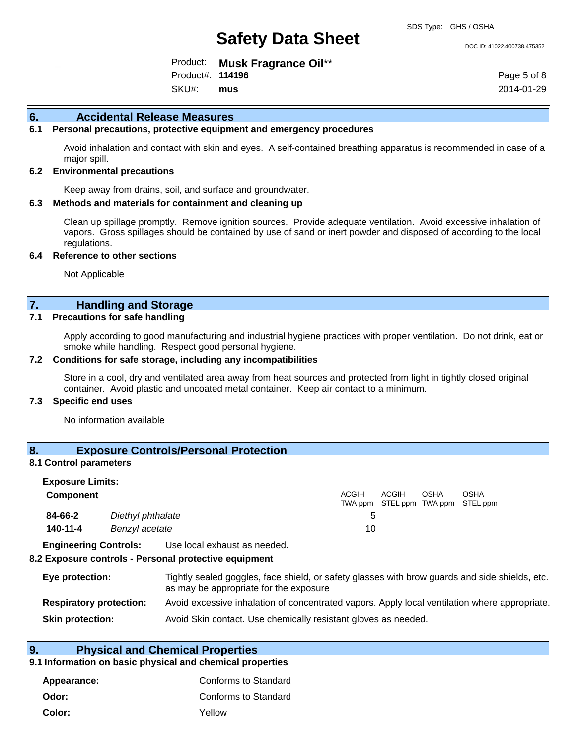## 6. Accidental Release Measures

### 6.1 Personal precautions, protective equipment and emergency procedures

Avoid inhalation and contact with skin and eyes. A self-contained breathing apparatus is recommended in case of a major spill.

### 6.2 Environmental precautions

Keep away from drains, soil, and surface and groundwater.

### 6.3 Methods and materials for containment and cleaning up

Clean up spillage promptly. Remove ignition sources. Provide adequate ventilation. Avoid excessive inhalation of vapors. Gross spillages should be contained by use of sand or inert powder and disposed of according to the local regulations.

### 6.4 Reference to other sections

Not Applicable

## 7. Handling and Storage

### 7.1 Precautions for safe handling

Apply according to good manufacturing and industrial hygiene practices with proper ventilation. Do not drink, eat or smoke while handling. Respect good personal hygiene.

### 7.2 Conditions for safe storage, including any incompatibilities

Store in a cool, dry and ventilated area away from heat sources and protected from light in tightly closed original container. Avoid plastic and uncoated metal container. Keep air contact to a minimum.

### 7.3 Specific end uses

No information available

## 8. Exposure Controls/Personal Protection

### 8.1 Control parameters

**Exposure Limits:**

| Component | | ACGIH TWA ppm | ACGIH STEL ppm | OSHA TWA ppm | OSHA STEL ppm |
|---|---|---|---|---|---|
| **84-66-2** | *Diethyl phthalate* | 5 | | | |
| **140-11-4** | *Benzyl acetate* | 10 | | | |

**Engineering Controls:** Use local exhaust as needed.

### 8.2 Exposure controls - Personal protective equipment

**Eye protection:** Tightly sealed goggles, face shield, or safety glasses with brow guards and side shields, etc. as may be appropriate for the exposure

**Respiratory protection:** Avoid excessive inhalation of concentrated vapors. Apply local ventilation where appropriate.

**Skin protection:** Avoid Skin contact. Use chemically resistant gloves as needed.

## 9. Physical and Chemical Properties

### 9.1 Information on basic physical and chemical properties

**Appearance:** Conforms to Standard

**Odor:** Conforms to Standard

**Color:** Yellow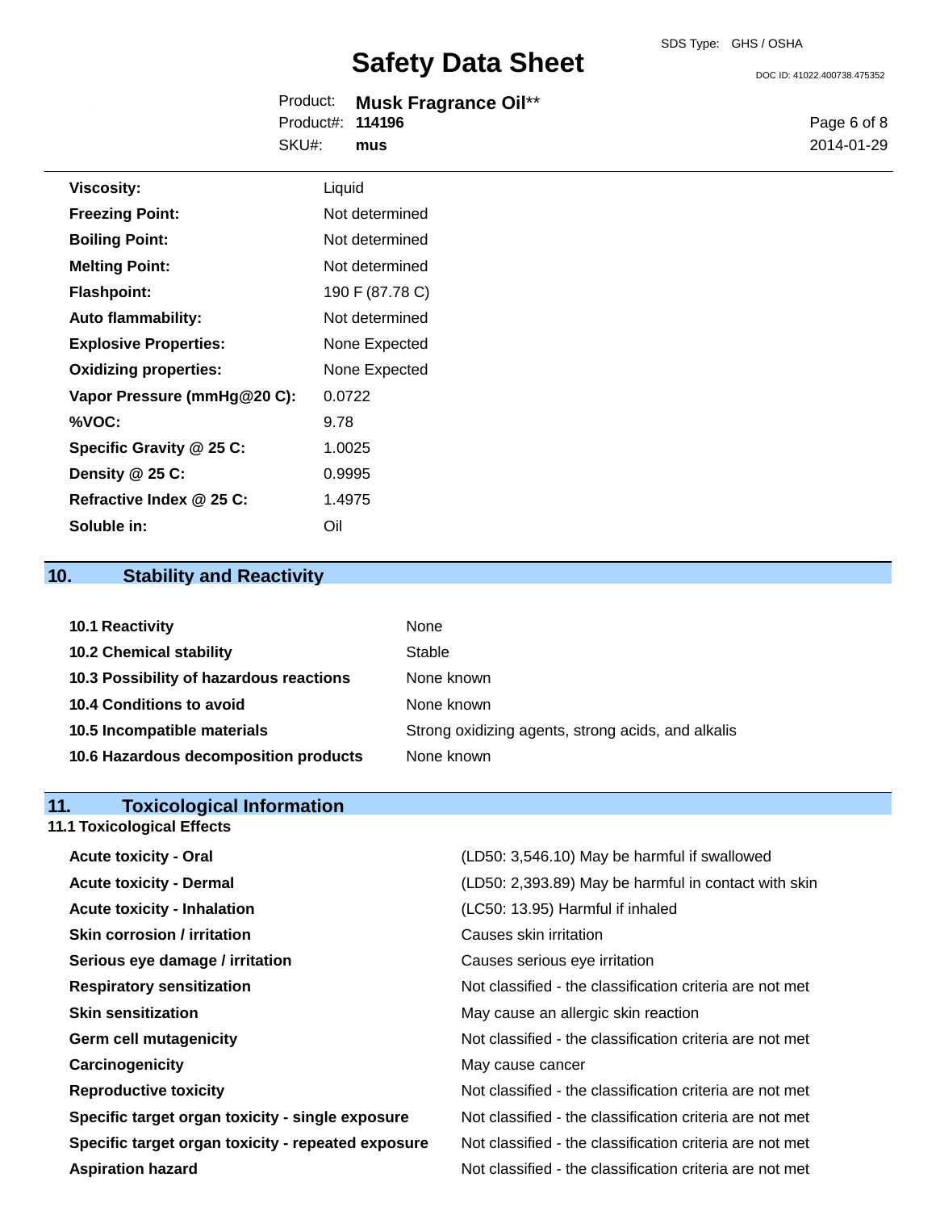| | |
|---|---|
| **Viscosity:** | Liquid |
| **Freezing Point:** | Not determined |
| **Boiling Point:** | Not determined |
| **Melting Point:** | Not determined |
| **Flashpoint:** | 190 F (87.78 C) |
| **Auto flammability:** | Not determined |
| **Explosive Properties:** | None Expected |
| **Oxidizing properties:** | None Expected |
| **Vapor Pressure (mmHg@20 C):** | 0.0722 |
| **%VOC:** | 9.78 |
| **Specific Gravity @ 25 C:** | 1.0025 |
| **Density @ 25 C:** | 0.9995 |
| **Refractive Index @ 25 C:** | 1.4975 |
| **Soluble in:** | Oil |

## 10. Stability and Reactivity

| | |
|---|---|
| **10.1 Reactivity** | None |
| **10.2 Chemical stability** | Stable |
| **10.3 Possibility of hazardous reactions** | None known |
| **10.4 Conditions to avoid** | None known |
| **10.5 Incompatible materials** | Strong oxidizing agents, strong acids, and alkalis |
| **10.6 Hazardous decomposition products** | None known |

## 11. Toxicological Information

### 11.1 Toxicological Effects

| | |
|---|---|
| **Acute toxicity - Oral** | (LD50: 3,546.10) May be harmful if swallowed |
| **Acute toxicity - Dermal** | (LD50: 2,393.89) May be harmful in contact with skin |
| **Acute toxicity - Inhalation** | (LC50: 13.95) Harmful if inhaled |
| **Skin corrosion / irritation** | Causes skin irritation |
| **Serious eye damage / irritation** | Causes serious eye irritation |
| **Respiratory sensitization** | Not classified - the classification criteria are not met |
| **Skin sensitization** | May cause an allergic skin reaction |
| **Germ cell mutagenicity** | Not classified - the classification criteria are not met |
| **Carcinogenicity** | May cause cancer |
| **Reproductive toxicity** | Not classified - the classification criteria are not met |
| **Specific target organ toxicity - single exposure** | Not classified - the classification criteria are not met |
| **Specific target organ toxicity - repeated exposure** | Not classified - the classification criteria are not met |
| **Aspiration hazard** | Not classified - the classification criteria are not met |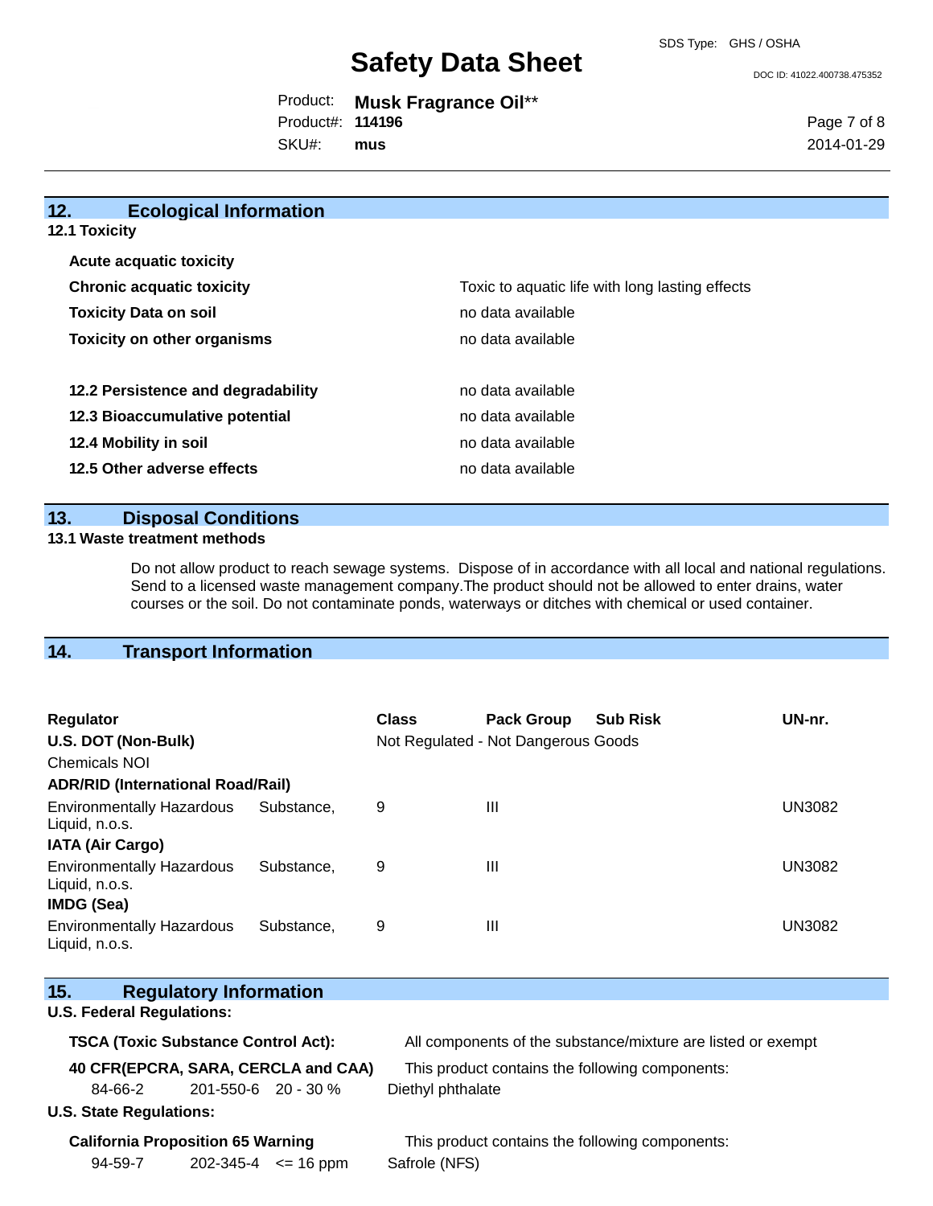## 12. Ecological Information

### 12.1 Toxicity

| | |
|---|---|
| **Acute acquatic toxicity** | |
| **Chronic acquatic toxicity** | Toxic to aquatic life with long lasting effects |
| **Toxicity Data on soil** | no data available |
| **Toxicity on other organisms** | no data available |
| **12.2 Persistence and degradability** | no data available |
| **12.3 Bioaccumulative potential** | no data available |
| **12.4 Mobility in soil** | no data available |
| **12.5 Other adverse effects** | no data available |

## 13. Disposal Conditions

### 13.1 Waste treatment methods

Do not allow product to reach sewage systems. Dispose of in accordance with all local and national regulations. Send to a licensed waste management company.The product should not be allowed to enter drains, water courses or the soil. Do not contaminate ponds, waterways or ditches with chemical or used container.

## 14. Transport Information

| Regulator | Class | Pack Group | Sub Risk | UN-nr. |
|---|---|---|---|---|
| **U.S. DOT (Non-Bulk)** | Not Regulated - Not Dangerous Goods | | | |
| Chemicals NOI | | | | |
| **ADR/RID (International Road/Rail)** | | | | |
| Environmentally Hazardous Substance, Liquid, n.o.s. | 9 | III | | UN3082 |
| **IATA (Air Cargo)** | | | | |
| Environmentally Hazardous Substance, Liquid, n.o.s. | 9 | III | | UN3082 |
| **IMDG (Sea)** | | | | |
| Environmentally Hazardous Substance, Liquid, n.o.s. | 9 | III | | UN3082 |

## 15. Regulatory Information

### U.S. Federal Regulations:

**TSCA (Toxic Substance Control Act):** All components of the substance/mixture are listed or exempt

**40 CFR(EPCRA, SARA, CERCLA and CAA)** This product contains the following components:

| | | | |
|---|---|---|---|
| 84-66-2 | 201-550-6 | 20 - 30 % | Diethyl phthalate |

### U.S. State Regulations:

**California Proposition 65 Warning** This product contains the following components:

| | | | |
|---|---|---|---|
| 94-59-7 | 202-345-4 | <= 16 ppm | Safrole (NFS) |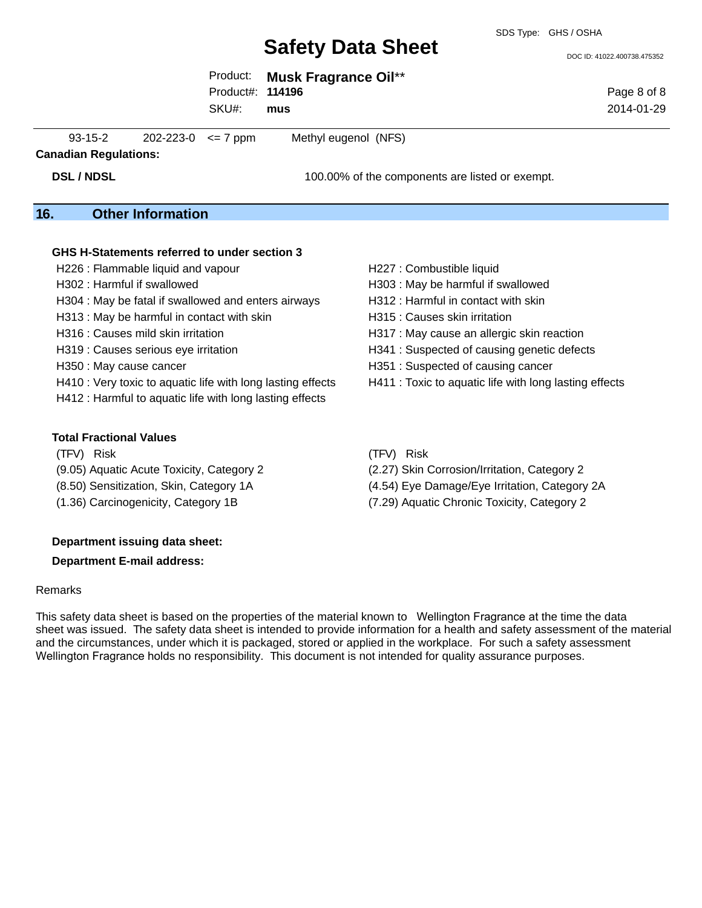| | | | |
|---|---|---|---|
| 93-15-2 | 202-223-0 | <= 7 ppm | Methyl eugenol (NFS) |

**Canadian Regulations:**

| | |
|---|---|
| **DSL / NDSL** | 100.00% of the components are listed or exempt. |

## 16. Other Information

**GHS H-Statements referred to under section 3**

H226 : Flammable liquid and vapour
H227 : Combustible liquid
H302 : Harmful if swallowed
H303 : May be harmful if swallowed
H304 : May be fatal if swallowed and enters airways
H312 : Harmful in contact with skin
H313 : May be harmful in contact with skin
H315 : Causes skin irritation
H316 : Causes mild skin irritation
H317 : May cause an allergic skin reaction
H319 : Causes serious eye irritation
H341 : Suspected of causing genetic defects
H350 : May cause cancer
H351 : Suspected of causing cancer
H410 : Very toxic to aquatic life with long lasting effects
H411 : Toxic to aquatic life with long lasting effects
H412 : Harmful to aquatic life with long lasting effects

**Total Fractional Values**

| (TFV) | Risk |
|---|---|
| (9.05) | Aquatic Acute Toxicity, Category 2 |
| (2.27) | Skin Corrosion/Irritation, Category 2 |
| (8.50) | Sensitization, Skin, Category 1A |
| (4.54) | Eye Damage/Eye Irritation, Category 2A |
| (1.36) | Carcinogenicity, Category 1B |
| (7.29) | Aquatic Chronic Toxicity, Category 2 |

**Department issuing data sheet:**

**Department E-mail address:**

Remarks

This safety data sheet is based on the properties of the material known to Wellington Fragrance at the time the data sheet was issued. The safety data sheet is intended to provide information for a health and safety assessment of the material and the circumstances, under which it is packaged, stored or applied in the workplace. For such a safety assessment Wellington Fragrance holds no responsibility. This document is not intended for quality assurance purposes.